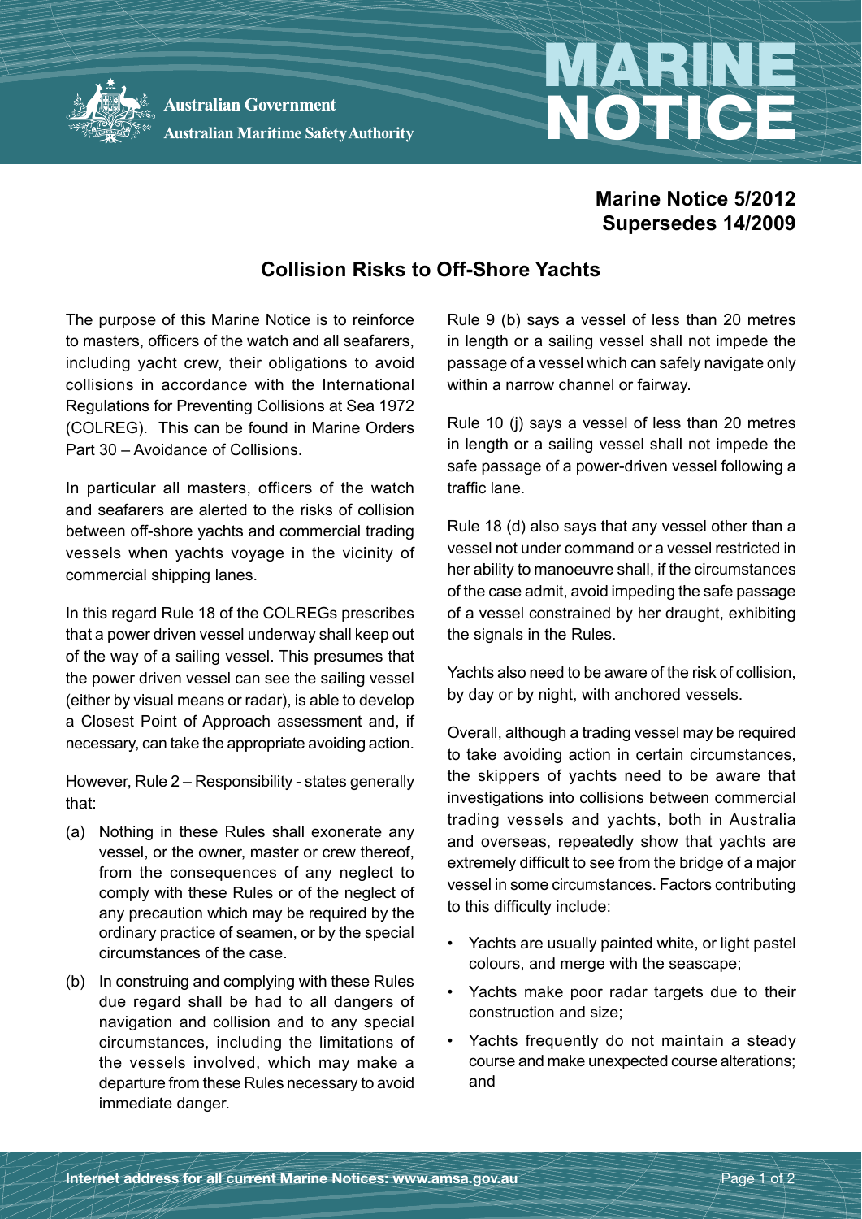Australian Government

Australian Maritime Safety Authority

# MARINE NOTICE

**Marine Notice 5/2012**
**Supersedes 14/2009**

## Collision Risks to Off-Shore Yachts

The purpose of this Marine Notice is to reinforce to masters, officers of the watch and all seafarers, including yacht crew, their obligations to avoid collisions in accordance with the International Regulations for Preventing Collisions at Sea 1972 (COLREG). This can be found in Marine Orders Part 30 – Avoidance of Collisions.

In particular all masters, officers of the watch and seafarers are alerted to the risks of collision between off-shore yachts and commercial trading vessels when yachts voyage in the vicinity of commercial shipping lanes.

In this regard Rule 18 of the COLREGs prescribes that a power driven vessel underway shall keep out of the way of a sailing vessel. This presumes that the power driven vessel can see the sailing vessel (either by visual means or radar), is able to develop a Closest Point of Approach assessment and, if necessary, can take the appropriate avoiding action.

However, Rule 2 – Responsibility - states generally that:

(a) Nothing in these Rules shall exonerate any vessel, or the owner, master or crew thereof, from the consequences of any neglect to comply with these Rules or of the neglect of any precaution which may be required by the ordinary practice of seamen, or by the special circumstances of the case.

(b) In construing and complying with these Rules due regard shall be had to all dangers of navigation and collision and to any special circumstances, including the limitations of the vessels involved, which may make a departure from these Rules necessary to avoid immediate danger.

Rule 9 (b) says a vessel of less than 20 metres in length or a sailing vessel shall not impede the passage of a vessel which can safely navigate only within a narrow channel or fairway.

Rule 10 (j) says a vessel of less than 20 metres in length or a sailing vessel shall not impede the safe passage of a power-driven vessel following a traffic lane.

Rule 18 (d) also says that any vessel other than a vessel not under command or a vessel restricted in her ability to manoeuvre shall, if the circumstances of the case admit, avoid impeding the safe passage of a vessel constrained by her draught, exhibiting the signals in the Rules.

Yachts also need to be aware of the risk of collision, by day or by night, with anchored vessels.

Overall, although a trading vessel may be required to take avoiding action in certain circumstances, the skippers of yachts need to be aware that investigations into collisions between commercial trading vessels and yachts, both in Australia and overseas, repeatedly show that yachts are extremely difficult to see from the bridge of a major vessel in some circumstances. Factors contributing to this difficulty include:

- Yachts are usually painted white, or light pastel colours, and merge with the seascape;
- Yachts make poor radar targets due to their construction and size;
- Yachts frequently do not maintain a steady course and make unexpected course alterations; and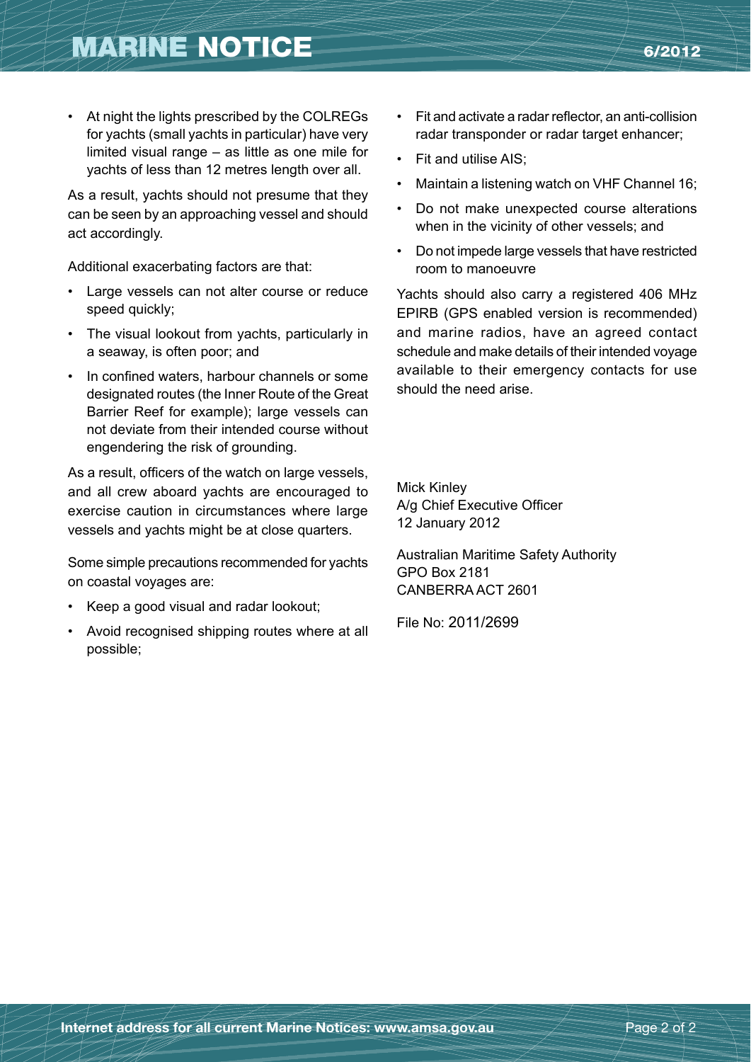- At night the lights prescribed by the COLREGs for yachts (small yachts in particular) have very limited visual range – as little as one mile for yachts of less than 12 metres length over all.

As a result, yachts should not presume that they can be seen by an approaching vessel and should act accordingly.

Additional exacerbating factors are that:

- Large vessels can not alter course or reduce speed quickly;
- The visual lookout from yachts, particularly in a seaway, is often poor; and
- In confined waters, harbour channels or some designated routes (the Inner Route of the Great Barrier Reef for example); large vessels can not deviate from their intended course without engendering the risk of grounding.

As a result, officers of the watch on large vessels, and all crew aboard yachts are encouraged to exercise caution in circumstances where large vessels and yachts might be at close quarters.

Some simple precautions recommended for yachts on coastal voyages are:

- Keep a good visual and radar lookout;
- Avoid recognised shipping routes where at all possible;
- Fit and activate a radar reflector, an anti-collision radar transponder or radar target enhancer;
- Fit and utilise AIS;
- Maintain a listening watch on VHF Channel 16;
- Do not make unexpected course alterations when in the vicinity of other vessels; and
- Do not impede large vessels that have restricted room to manoeuvre

Yachts should also carry a registered 406 MHz EPIRB (GPS enabled version is recommended) and marine radios, have an agreed contact schedule and make details of their intended voyage available to their emergency contacts for use should the need arise.

Mick Kinley
A/g Chief Executive Officer
12 January 2012

Australian Maritime Safety Authority
GPO Box 2181
CANBERRA ACT 2601

File No: 2011/2699